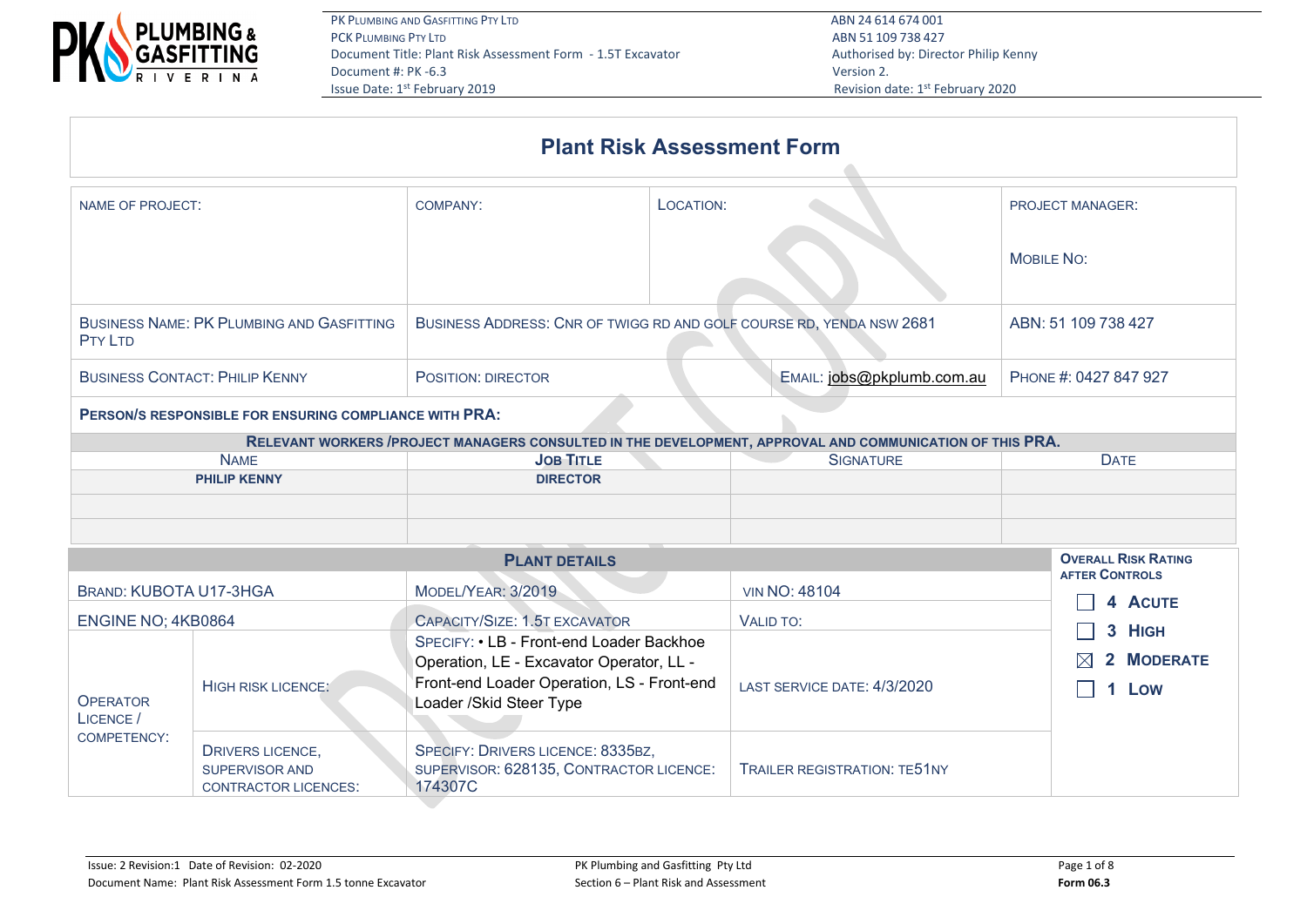# Plant Risk Assessment Form

| NAME OF PROJECT: | COMPANY: | LOCATION: | PROJECT MANAGER:<br><br>MOBILE NO: |
|---|---|---|---|
| BUSINESS NAME: PK PLUMBING AND GASFITTING PTY LTD | BUSINESS ADDRESS: CNR OF TWIGG RD AND GOLF COURSE RD, YENDA NSW 2681 | | ABN: 51 109 738 427 |
| BUSINESS CONTACT: PHILIP KENNY | POSITION: DIRECTOR | EMAIL: jobs@pkplumb.com.au | PHONE #: 0427 847 927 |

**PERSON/S RESPONSIBLE FOR ENSURING COMPLIANCE WITH PRA:**

**RELEVANT WORKERS /PROJECT MANAGERS CONSULTED IN THE DEVELOPMENT, APPROVAL AND COMMUNICATION OF THIS PRA.**

| NAME | JOB TITLE | SIGNATURE | DATE |
|---|---|---|---|
| **PHILIP KENNY** | **DIRECTOR** | | |
| | | | |
| | | | |

| PLANT DETAILS | | | | |
|---|---|---|---|---|
| BRAND: KUBOTA U17-3HGA | | MODEL/YEAR: 3/2019 | VIN NO: 48104 |
| ENGINE NO; 4KB0864 | | CAPACITY/SIZE: 1.5T EXCAVATOR | VALID TO: |
| OPERATOR LICENCE / COMPETENCY: | HIGH RISK LICENCE: | SPECIFY: • LB - Front-end Loader Backhoe Operation, LE - Excavator Operator, LL - Front-end Loader Operation, LS - Front-end Loader /Skid Steer Type | LAST SERVICE DATE: 4/3/2020 |
| | DRIVERS LICENCE, SUPERVISOR AND CONTRACTOR LICENCES: | SPECIFY: DRIVERS LICENCE: 8335BZ, SUPERVISOR: 628135, CONTRACTOR LICENCE: 174307C | TRAILER REGISTRATION: TE51NY |

**OVERALL RISK RATING AFTER CONTROLS**

- ☐ **4 ACUTE**
- ☐ **3 HIGH**
- ☒ **2 MODERATE**
- ☐ **1 LOW**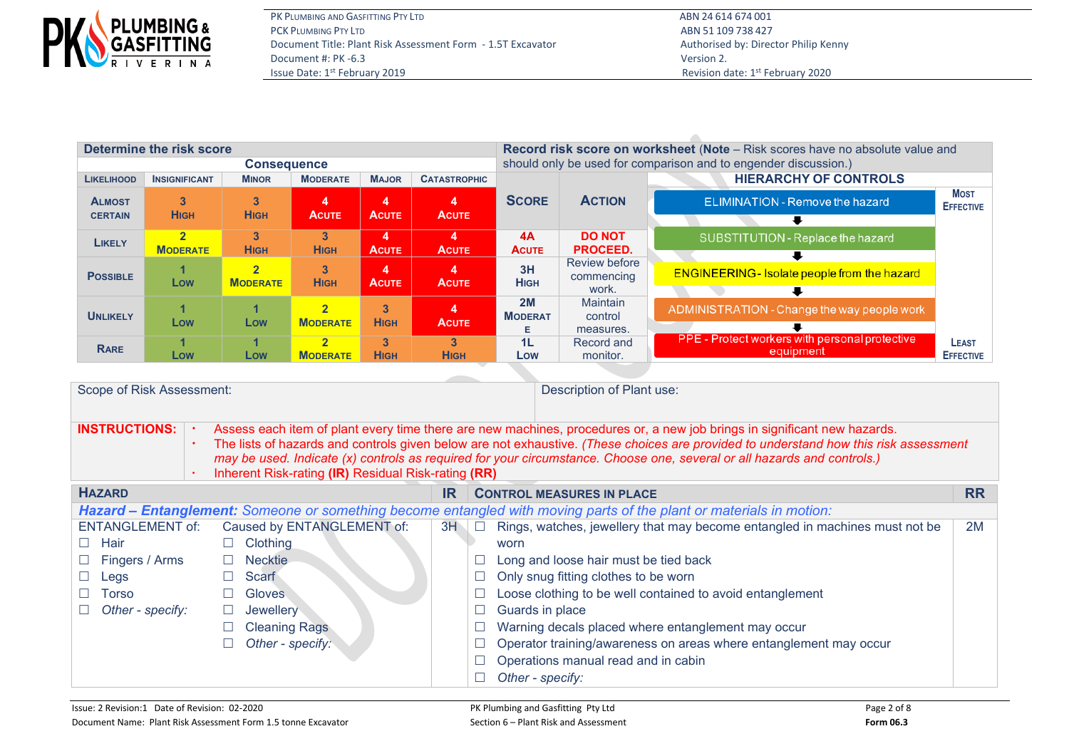## Determine the risk score

| Likelihood | Consequence: Insignificant | Minor | Moderate | Major | Catastrophic |
|---|---|---|---|---|---|
| **Almost certain** | 3 High | 3 High | 4 Acute | 4 Acute | 4 Acute |
| **Likely** | 2 Moderate | 3 High | 3 High | 4 Acute | 4 Acute |
| **Possible** | 1 Low | 2 Moderate | 3 High | 4 Acute | 4 Acute |
| **Unlikely** | 1 Low | 1 Low | 2 Moderate | 3 High | 4 Acute |
| **Rare** | 1 Low | 1 Low | 2 Moderate | 3 High | 3 High |

## Record risk score on worksheet

(**Note** – Risk scores have no absolute value and should only be used for comparison and to engender discussion.)

| Score | Action |
|---|---|
| 4A Acute | DO NOT PROCEED. |
| 3H High | Review before commencing work. |
| 2M Moderate | Maintain control measures. |
| 1L Low | Record and monitor. |

### HIERARCHY OF CONTROLS

**Most Effective**

- ELIMINATION - Remove the hazard
- SUBSTITUTION - Replace the hazard
- ENGINEERING - Isolate people from the hazard
- ADMINISTRATION - Change the way people work
- PPE - Protect workers with personal protective equipment

**Least Effective**

| Scope of Risk Assessment: | Description of Plant use: |
|---|---|
| | |

**INSTRUCTIONS:**

- Assess each item of plant every time there are new machines, procedures or, a new job brings in significant new hazards.
- The lists of hazards and controls given below are not exhaustive. *(These choices are provided to understand how this risk assessment may be used. Indicate (x) controls as required for your circumstance. Choose one, several or all hazards and controls.)*
- Inherent Risk-rating **(IR)** Residual Risk-rating **(RR)**

| Hazard | | IR | Control Measures in Place | RR |
|---|---|---|---|---|
| ***Hazard – Entanglement:*** *Someone or something become entangled with moving parts of the plant or materials in motion:* | | | | |
| ENTANGLEMENT of:<br>☐ Hair<br>☐ Fingers / Arms<br>☐ Legs<br>☐ Torso<br>☐ *Other - specify:* | Caused by ENTANGLEMENT of:<br>☐ Clothing<br>☐ Necktie<br>☐ Scarf<br>☐ Gloves<br>☐ Jewellery<br>☐ Cleaning Rags<br>☐ *Other - specify:* | 3H | ☐ Rings, watches, jewellery that may become entangled in machines must not be worn<br>☐ Long and loose hair must be tied back<br>☐ Only snug fitting clothes to be worn<br>☐ Loose clothing to be well contained to avoid entanglement<br>☐ Guards in place<br>☐ Warning decals placed where entanglement may occur<br>☐ Operator training/awareness on areas where entanglement may occur<br>☐ Operations manual read and in cabin<br>☐ *Other - specify:* | 2M |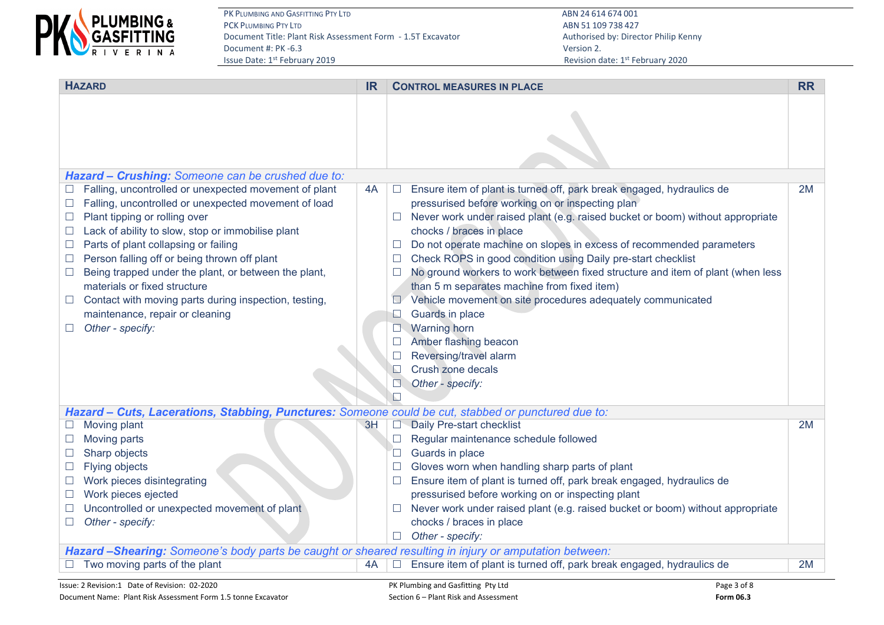| HAZARD | IR | CONTROL MEASURES IN PLACE | RR |
|---|---|---|---|
| | | | |
| ***Hazard – Crushing:*** *Someone can be crushed due to:* | | | |
| ☐ Falling, uncontrolled or unexpected movement of plant<br>☐ Falling, uncontrolled or unexpected movement of load<br>☐ Plant tipping or rolling over<br>☐ Lack of ability to slow, stop or immobilise plant<br>☐ Parts of plant collapsing or failing<br>☐ Person falling off or being thrown off plant<br>☐ Being trapped under the plant, or between the plant, materials or fixed structure<br>☐ Contact with moving parts during inspection, testing, maintenance, repair or cleaning<br>☐ *Other - specify:* | 4A | ☐ Ensure item of plant is turned off, park break engaged, hydraulics de pressurised before working on or inspecting plan<br>☐ Never work under raised plant (e.g. raised bucket or boom) without appropriate chocks / braces in place<br>☐ Do not operate machine on slopes in excess of recommended parameters<br>☐ Check ROPS in good condition using Daily pre-start checklist<br>☐ No ground workers to work between fixed structure and item of plant (when less than 5 m separates machine from fixed item)<br>☐ Vehicle movement on site procedures adequately communicated<br>☐ Guards in place<br>☐ Warning horn<br>☐ Amber flashing beacon<br>☐ Reversing/travel alarm<br>☐ Crush zone decals<br>☐ *Other - specify:*<br>☐ | 2M |
| ***Hazard – Cuts, Lacerations, Stabbing, Punctures:*** *Someone could be cut, stabbed or punctured due to:* | | | |
| ☐ Moving plant<br>☐ Moving parts<br>☐ Sharp objects<br>☐ Flying objects<br>☐ Work pieces disintegrating<br>☐ Work pieces ejected<br>☐ Uncontrolled or unexpected movement of plant<br>☐ *Other - specify:* | 3H | ☐ Daily Pre-start checklist<br>☐ Regular maintenance schedule followed<br>☐ Guards in place<br>☐ Gloves worn when handling sharp parts of plant<br>☐ Ensure item of plant is turned off, park break engaged, hydraulics de pressurised before working on or inspecting plant<br>☐ Never work under raised plant (e.g. raised bucket or boom) without appropriate chocks / braces in place<br>☐ *Other - specify:* | 2M |
| ***Hazard –Shearing:*** *Someone's body parts be caught or sheared resulting in injury or amputation between:* | | | |
| ☐ Two moving parts of the plant | 4A | ☐ Ensure item of plant is turned off, park break engaged, hydraulics de | 2M |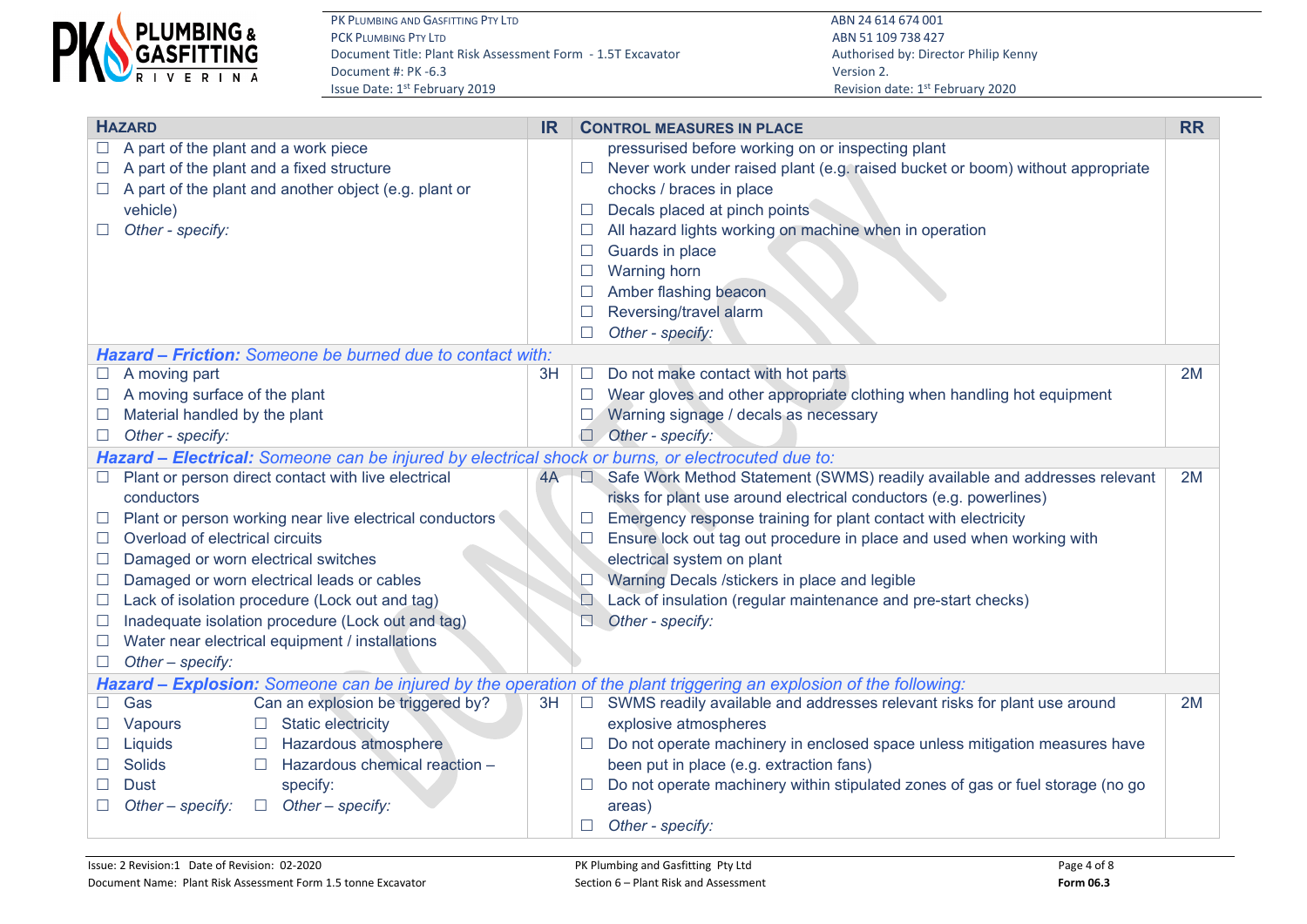| HAZARD | IR | CONTROL MEASURES IN PLACE | RR |
|---|---|---|---|
| ☐ A part of the plant and a work piece<br>☐ A part of the plant and a fixed structure<br>☐ A part of the plant and another object (e.g. plant or vehicle)<br>☐ *Other - specify:* | | pressurised before working on or inspecting plant<br>☐ Never work under raised plant (e.g. raised bucket or boom) without appropriate chocks / braces in place<br>☐ Decals placed at pinch points<br>☐ All hazard lights working on machine when in operation<br>☐ Guards in place<br>☐ Warning horn<br>☐ Amber flashing beacon<br>☐ Reversing/travel alarm<br>☐ *Other - specify:* | |
| ***Hazard – Friction:** Someone be burned due to contact with:* | | | |
| ☐ A moving part<br>☐ A moving surface of the plant<br>☐ Material handled by the plant<br>☐ *Other - specify:* | 3H | ☐ Do not make contact with hot parts<br>☐ Wear gloves and other appropriate clothing when handling hot equipment<br>☐ Warning signage / decals as necessary<br>☐ *Other - specify:* | 2M |
| ***Hazard – Electrical:** Someone can be injured by electrical shock or burns, or electrocuted due to:* | | | |
| ☐ Plant or person direct contact with live electrical conductors<br>☐ Plant or person working near live electrical conductors<br>☐ Overload of electrical circuits<br>☐ Damaged or worn electrical switches<br>☐ Damaged or worn electrical leads or cables<br>☐ Lack of isolation procedure (Lock out and tag)<br>☐ Inadequate isolation procedure (Lock out and tag)<br>☐ Water near electrical equipment / installations<br>☐ *Other – specify:* | 4A | ☐ Safe Work Method Statement (SWMS) readily available and addresses relevant risks for plant use around electrical conductors (e.g. powerlines)<br>☐ Emergency response training for plant contact with electricity<br>☐ Ensure lock out tag out procedure in place and used when working with electrical system on plant<br>☐ Warning Decals /stickers in place and legible<br>☐ Lack of insulation (regular maintenance and pre-start checks)<br>☐ *Other - specify:* | 2M |
| ***Hazard – Explosion:** Someone can be injured by the operation of the plant triggering an explosion of the following:* | | | |
| ☐ Gas<br>☐ Vapours<br>☐ Liquids<br>☐ Solids<br>☐ Dust<br>☐ *Other – specify:*<br><br>Can an explosion be triggered by?<br>☐ Static electricity<br>☐ Hazardous atmosphere<br>☐ Hazardous chemical reaction – specify:<br>☐ *Other – specify:* | 3H | ☐ SWMS readily available and addresses relevant risks for plant use around explosive atmospheres<br>☐ Do not operate machinery in enclosed space unless mitigation measures have been put in place (e.g. extraction fans)<br>☐ Do not operate machinery within stipulated zones of gas or fuel storage (no go areas)<br>☐ *Other - specify:* | 2M |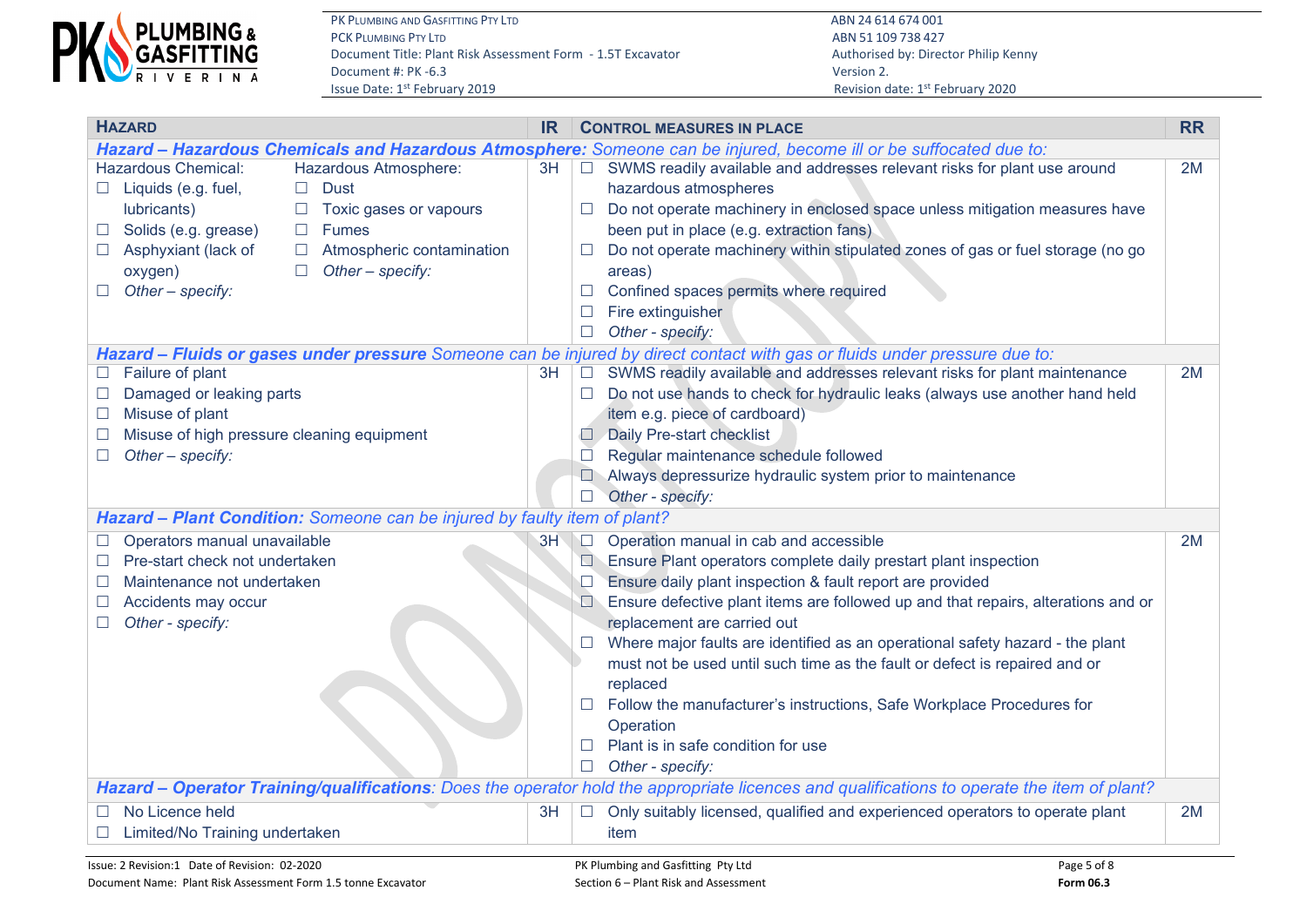| **Hazard** | **IR** | **Control measures in place** | **RR** |
|---|---|---|---|
| ***Hazard – Hazardous Chemicals and Hazardous Atmosphere:*** *Someone can be injured, become ill or be suffocated due to:* | | | |
| Hazardous Chemical:<br>☐ Liquids (e.g. fuel, lubricants)<br>☐ Solids (e.g. grease)<br>☐ Asphyxiant (lack of oxygen)<br>☐ *Other – specify:*<br><br>Hazardous Atmosphere:<br>☐ Dust<br>☐ Toxic gases or vapours<br>☐ Fumes<br>☐ Atmospheric contamination<br>☐ *Other – specify:* | 3H | ☐ SWMS readily available and addresses relevant risks for plant use around hazardous atmospheres<br>☐ Do not operate machinery in enclosed space unless mitigation measures have been put in place (e.g. extraction fans)<br>☐ Do not operate machinery within stipulated zones of gas or fuel storage (no go areas)<br>☐ Confined spaces permits where required<br>☐ Fire extinguisher<br>☐ *Other - specify:* | 2M |
| ***Hazard – Fluids or gases under pressure*** *Someone can be injured by direct contact with gas or fluids under pressure due to:* | | | |
| ☐ Failure of plant<br>☐ Damaged or leaking parts<br>☐ Misuse of plant<br>☐ Misuse of high pressure cleaning equipment<br>☐ *Other – specify:* | 3H | ☐ SWMS readily available and addresses relevant risks for plant maintenance<br>☐ Do not use hands to check for hydraulic leaks (always use another hand held item e.g. piece of cardboard)<br>☐ Daily Pre-start checklist<br>☐ Regular maintenance schedule followed<br>☐ Always depressurize hydraulic system prior to maintenance<br>☐ *Other - specify:* | 2M |
| ***Hazard – Plant Condition:*** *Someone can be injured by faulty item of plant?* | | | |
| ☐ Operators manual unavailable<br>☐ Pre-start check not undertaken<br>☐ Maintenance not undertaken<br>☐ Accidents may occur<br>☐ *Other - specify:* | 3H | ☐ Operation manual in cab and accessible<br>☐ Ensure Plant operators complete daily prestart plant inspection<br>☐ Ensure daily plant inspection & fault report are provided<br>☐ Ensure defective plant items are followed up and that repairs, alterations and or replacement are carried out<br>☐ Where major faults are identified as an operational safety hazard - the plant must not be used until such time as the fault or defect is repaired and or replaced<br>☐ Follow the manufacturer's instructions, Safe Workplace Procedures for Operation<br>☐ Plant is in safe condition for use<br>☐ *Other - specify:* | 2M |
| ***Hazard – Operator Training/qualifications****: Does the operator hold the appropriate licences and qualifications to operate the item of plant?* | | | |
| ☐ No Licence held<br>☐ Limited/No Training undertaken | 3H | ☐ Only suitably licensed, qualified and experienced operators to operate plant item | 2M |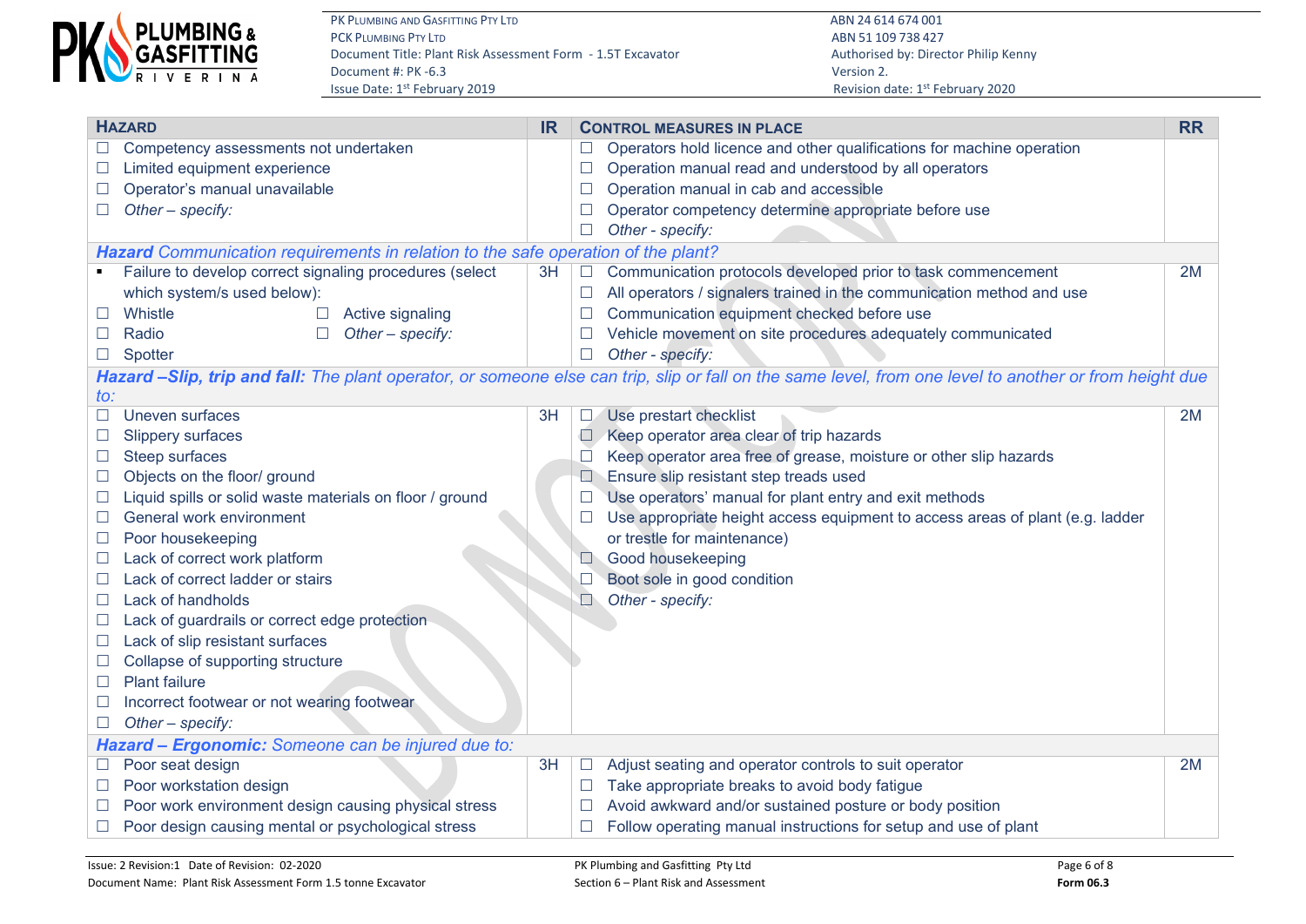| **HAZARD** | **IR** | **CONTROL MEASURES IN PLACE** | **RR** |
|---|---|---|---|
| ☐ Competency assessments not undertaken<br>☐ Limited equipment experience<br>☐ Operator's manual unavailable<br>☐ *Other – specify:* | | ☐ Operators hold licence and other qualifications for machine operation<br>☐ Operation manual read and understood by all operators<br>☐ Operation manual in cab and accessible<br>☐ Operator competency determine appropriate before use<br>☐ *Other - specify:* | |
| ***Hazard** Communication requirements in relation to the safe operation of the plant?* | | | |
| ▪ Failure to develop correct signaling procedures (select which system/s used below):<br>☐ Whistle ☐ Active signaling<br>☐ Radio ☐ *Other – specify:*<br>☐ Spotter | 3H | ☐ Communication protocols developed prior to task commencement<br>☐ All operators / signalers trained in the communication method and use<br>☐ Communication equipment checked before use<br>☐ Vehicle movement on site procedures adequately communicated<br>☐ *Other - specify:* | 2M |
| ***Hazard –Slip, trip and fall:** The plant operator, or someone else can trip, slip or fall on the same level, from one level to another or from height due to:* | | | |
| ☐ Uneven surfaces<br>☐ Slippery surfaces<br>☐ Steep surfaces<br>☐ Objects on the floor/ ground<br>☐ Liquid spills or solid waste materials on floor / ground<br>☐ General work environment<br>☐ Poor housekeeping<br>☐ Lack of correct work platform<br>☐ Lack of correct ladder or stairs<br>☐ Lack of handholds<br>☐ Lack of guardrails or correct edge protection<br>☐ Lack of slip resistant surfaces<br>☐ Collapse of supporting structure<br>☐ Plant failure<br>☐ Incorrect footwear or not wearing footwear<br>☐ *Other – specify:* | 3H | ☐ Use prestart checklist<br>☐ Keep operator area clear of trip hazards<br>☐ Keep operator area free of grease, moisture or other slip hazards<br>☐ Ensure slip resistant step treads used<br>☐ Use operators' manual for plant entry and exit methods<br>☐ Use appropriate height access equipment to access areas of plant (e.g. ladder or trestle for maintenance)<br>☐ Good housekeeping<br>☐ Boot sole in good condition<br>☐ *Other - specify:* | 2M |
| ***Hazard – Ergonomic:** Someone can be injured due to:* | | | |
| ☐ Poor seat design<br>☐ Poor workstation design<br>☐ Poor work environment design causing physical stress<br>☐ Poor design causing mental or psychological stress | 3H | ☐ Adjust seating and operator controls to suit operator<br>☐ Take appropriate breaks to avoid body fatigue<br>☐ Avoid awkward and/or sustained posture or body position<br>☐ Follow operating manual instructions for setup and use of plant | 2M |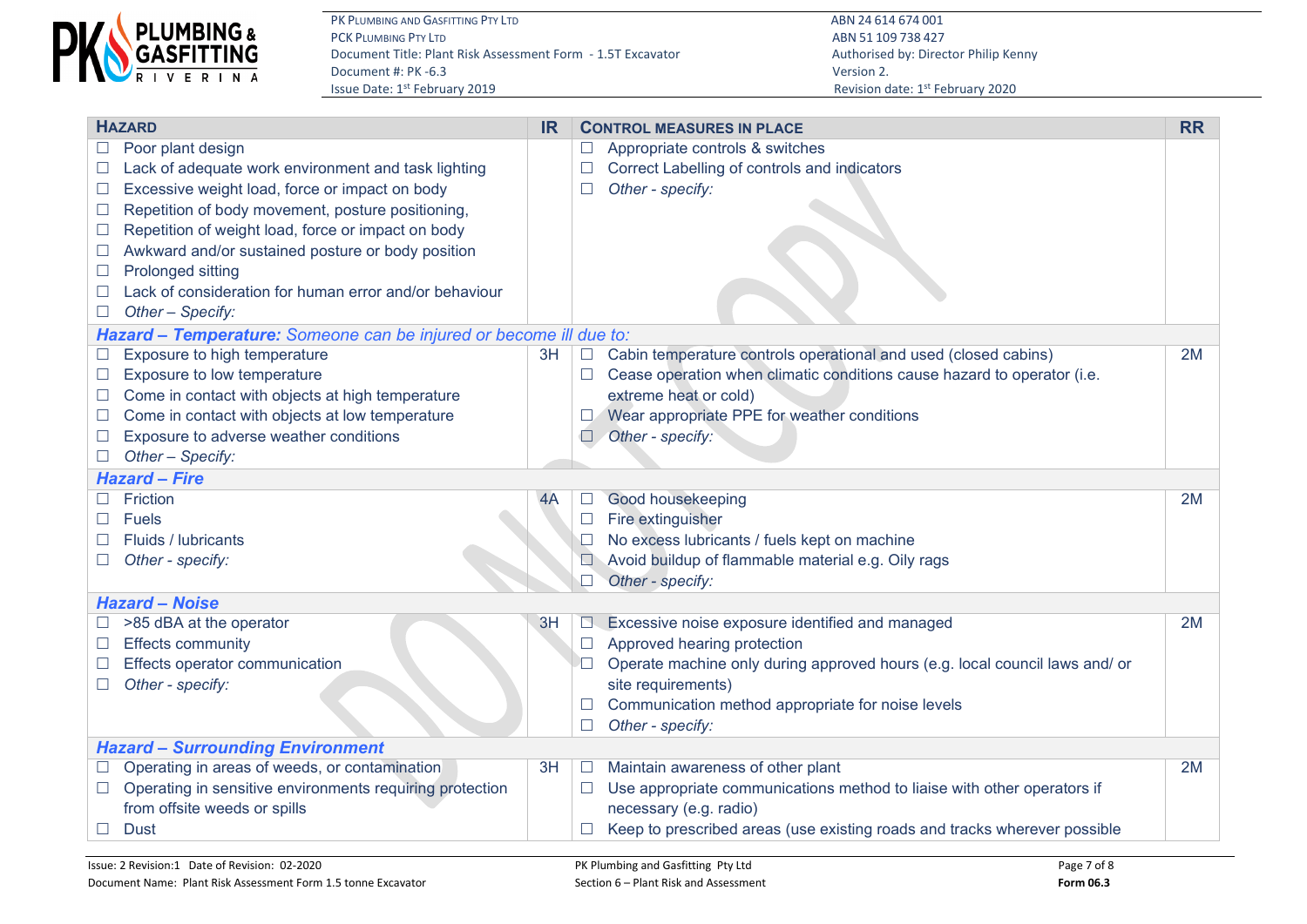| **Hazard** | **IR** | **Control measures in place** | **RR** |
|---|---|---|---|
| ☐ Poor plant design<br>☐ Lack of adequate work environment and task lighting<br>☐ Excessive weight load, force or impact on body<br>☐ Repetition of body movement, posture positioning,<br>☐ Repetition of weight load, force or impact on body<br>☐ Awkward and/or sustained posture or body position<br>☐ Prolonged sitting<br>☐ Lack of consideration for human error and/or behaviour<br>☐ *Other – Specify:* | | ☐ Appropriate controls & switches<br>☐ Correct Labelling of controls and indicators<br>☐ *Other - specify:* | |
| ***Hazard – Temperature:*** *Someone can be injured or become ill due to:* | | | |
| ☐ Exposure to high temperature<br>☐ Exposure to low temperature<br>☐ Come in contact with objects at high temperature<br>☐ Come in contact with objects at low temperature<br>☐ Exposure to adverse weather conditions<br>☐ *Other – Specify:* | 3H | ☐ Cabin temperature controls operational and used (closed cabins)<br>☐ Cease operation when climatic conditions cause hazard to operator (i.e. extreme heat or cold)<br>☐ Wear appropriate PPE for weather conditions<br>☐ *Other - specify:* | 2M |
| ***Hazard – Fire*** | | | |
| ☐ Friction<br>☐ Fuels<br>☐ Fluids / lubricants<br>☐ *Other - specify:* | 4A | ☐ Good housekeeping<br>☐ Fire extinguisher<br>☐ No excess lubricants / fuels kept on machine<br>☐ Avoid buildup of flammable material e.g. Oily rags<br>☐ *Other - specify:* | 2M |
| ***Hazard – Noise*** | | | |
| ☐ >85 dBA at the operator<br>☐ Effects community<br>☐ Effects operator communication<br>☐ *Other - specify:* | 3H | ☐ Excessive noise exposure identified and managed<br>☐ Approved hearing protection<br>☐ Operate machine only during approved hours (e.g. local council laws and/ or site requirements)<br>☐ Communication method appropriate for noise levels<br>☐ *Other - specify:* | 2M |
| ***Hazard – Surrounding Environment*** | | | |
| ☐ Operating in areas of weeds, or contamination<br>☐ Operating in sensitive environments requiring protection from offsite weeds or spills<br>☐ Dust | 3H | ☐ Maintain awareness of other plant<br>☐ Use appropriate communications method to liaise with other operators if necessary (e.g. radio)<br>☐ Keep to prescribed areas (use existing roads and tracks wherever possible | 2M |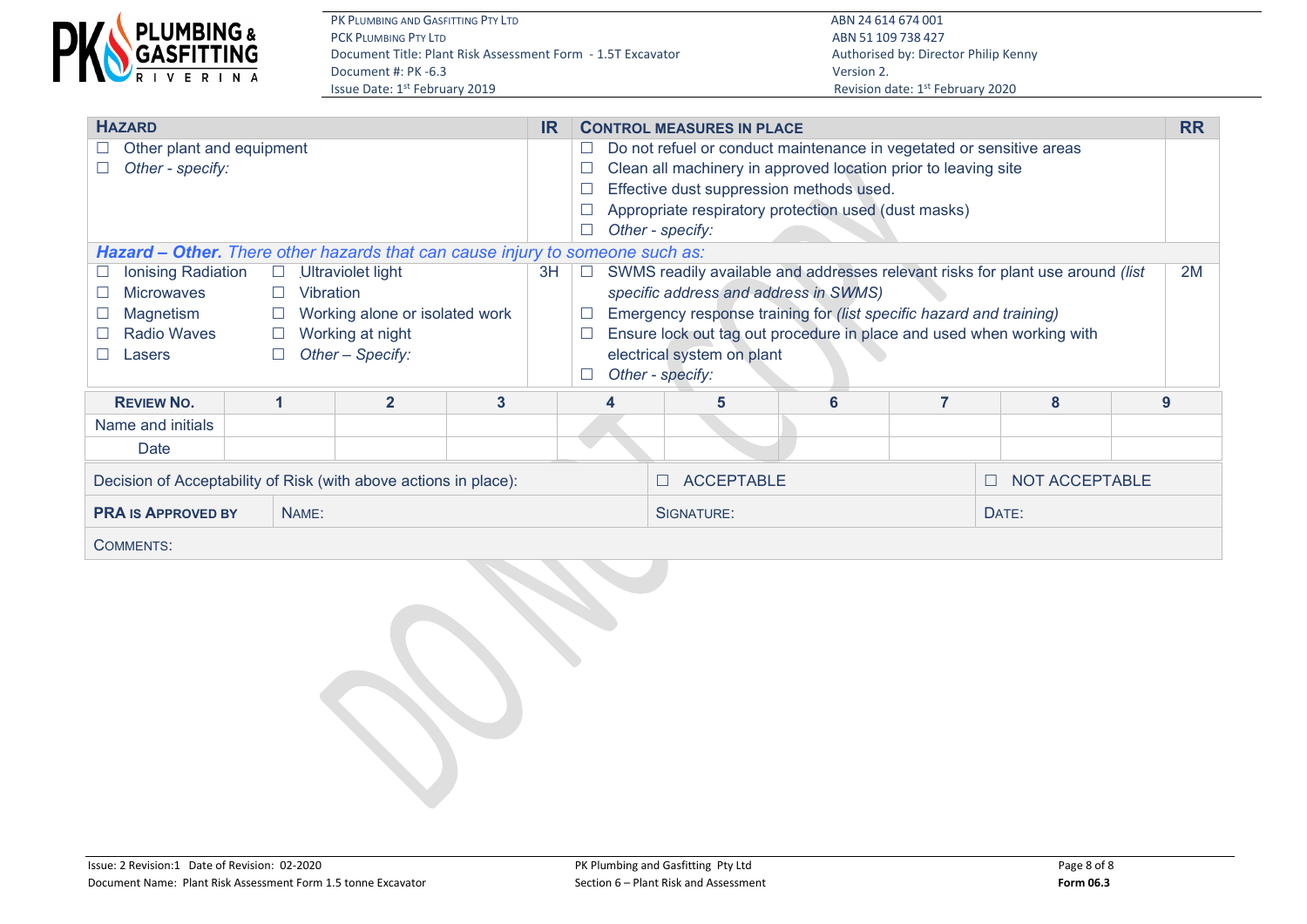| HAZARD | IR | CONTROL MEASURES IN PLACE | RR |
|---|---|---|---|
| ☐ Other plant and equipment<br>☐ *Other - specify:* | | ☐ Do not refuel or conduct maintenance in vegetated or sensitive areas<br>☐ Clean all machinery in approved location prior to leaving site<br>☐ Effective dust suppression methods used.<br>☐ Appropriate respiratory protection used (dust masks)<br>☐ *Other - specify:* | |
| ***Hazard – Other.*** *There other hazards that can cause injury to someone such as:* | | | |
| ☐ Ionising Radiation<br>☐ Microwaves<br>☐ Magnetism<br>☐ Radio Waves<br>☐ Lasers<br>☐ Ultraviolet light<br>☐ Vibration<br>☐ Working alone or isolated work<br>☐ Working at night<br>☐ *Other – Specify:* | 3H | ☐ SWMS readily available and addresses relevant risks for plant use around *(list specific address and address in SWMS)*<br>☐ Emergency response training for *(list specific hazard and training)*<br>☐ Ensure lock out tag out procedure in place and used when working with electrical system on plant<br>☐ *Other - specify:* | 2M |

| REVIEW NO. | 1 | 2 | 3 | 4 | 5 | 6 | 7 | 8 | 9 |
|---|---|---|---|---|---|---|---|---|---|
| Name and initials | | | | | | | | | |
| Date | | | | | | | | | |

| | | | |
|---|---|---|---|
| Decision of Acceptability of Risk (with above actions in place): | | ☐ ACCEPTABLE | ☐ NOT ACCEPTABLE |
| **PRA IS APPROVED BY** | NAME: | SIGNATURE: | DATE: |
| COMMENTS: | | | |